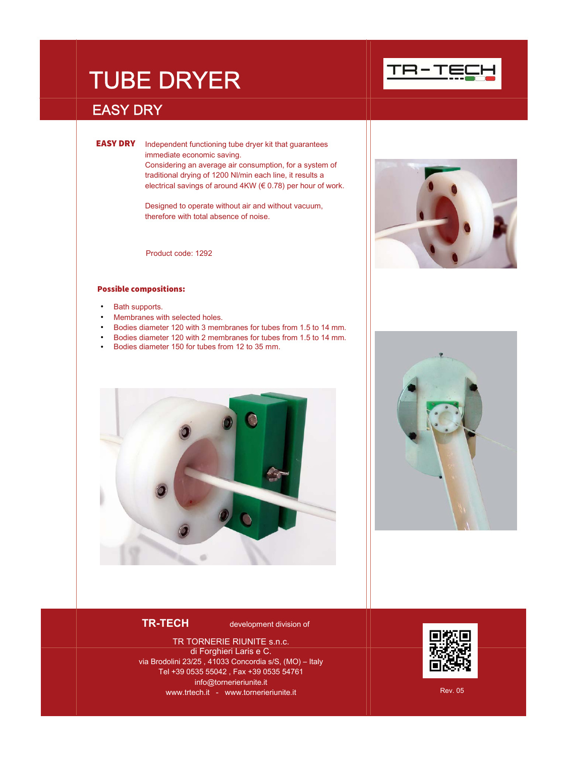# TUBE DRYER

## EASY DRY

**EASY DRY** Independent functioning tube dryer kit that guarantees immediate economic saving.
Considering an average air consumption, for a system of traditional drying of 1200 Nl/min each line, it results a electrical savings of around 4KW (€ 0.78) per hour of work.

Designed to operate without air and without vacuum, therefore with total absence of noise.

Product code: 1292

**Possible compositions:**

- Bath supports.
- Membranes with selected holes.
- Bodies diameter 120 with 3 membranes for tubes from 1.5 to 14 mm.
- Bodies diameter 120 with 2 membranes for tubes from 1.5 to 14 mm.
- Bodies diameter 150 for tubes from 12 to 35 mm.

**TR-TECH** development division of

TR TORNERIE RIUNITE s.n.c.
di Forghieri Laris e C.
via Brodolini 23/25 , 41033 Concordia s/S, (MO) – Italy
Tel +39 0535 55042 , Fax +39 0535 54761
info@tornerieriunite.it
www.trtech.it - www.tornerieriunite.it

Rev. 05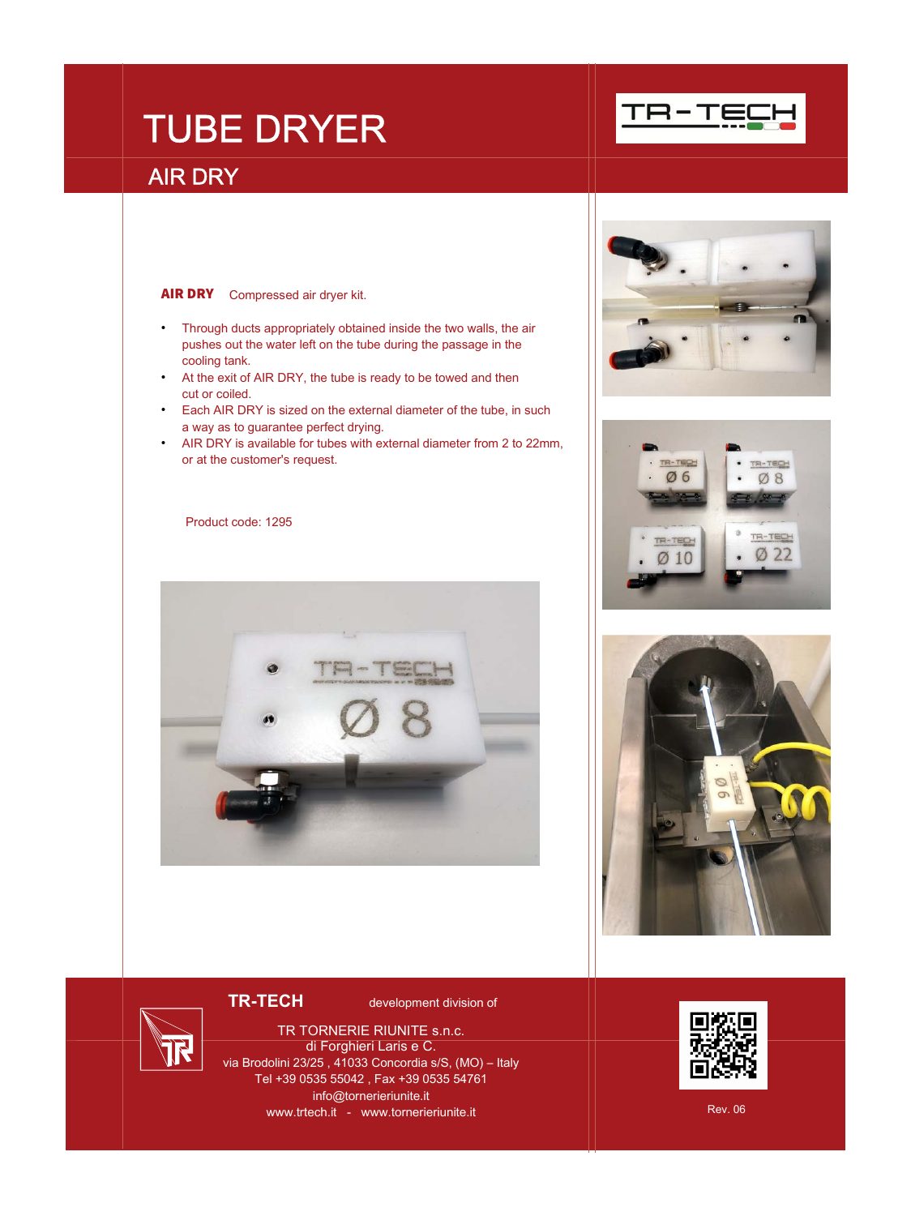# TUBE DRYER

## AIR DRY

**AIR DRY** Compressed air dryer kit.

- Through ducts appropriately obtained inside the two walls, the air pushes out the water left on the tube during the passage in the cooling tank.
- At the exit of AIR DRY, the tube is ready to be towed and then cut or coiled.
- Each AIR DRY is sized on the external diameter of the tube, in such a way as to guarantee perfect drying.
- AIR DRY is available for tubes with external diameter from 2 to 22mm, or at the customer's request.

Product code: 1295

**TR-TECH** development division of

TR TORNERIE RIUNITE s.n.c.
di Forghieri Laris e C.
via Brodolini 23/25 , 41033 Concordia s/S, (MO) – Italy
Tel +39 0535 55042 , Fax +39 0535 54761
info@tornerieriunite.it
www.trtech.it - www.tornerieriunite.it

Rev. 06